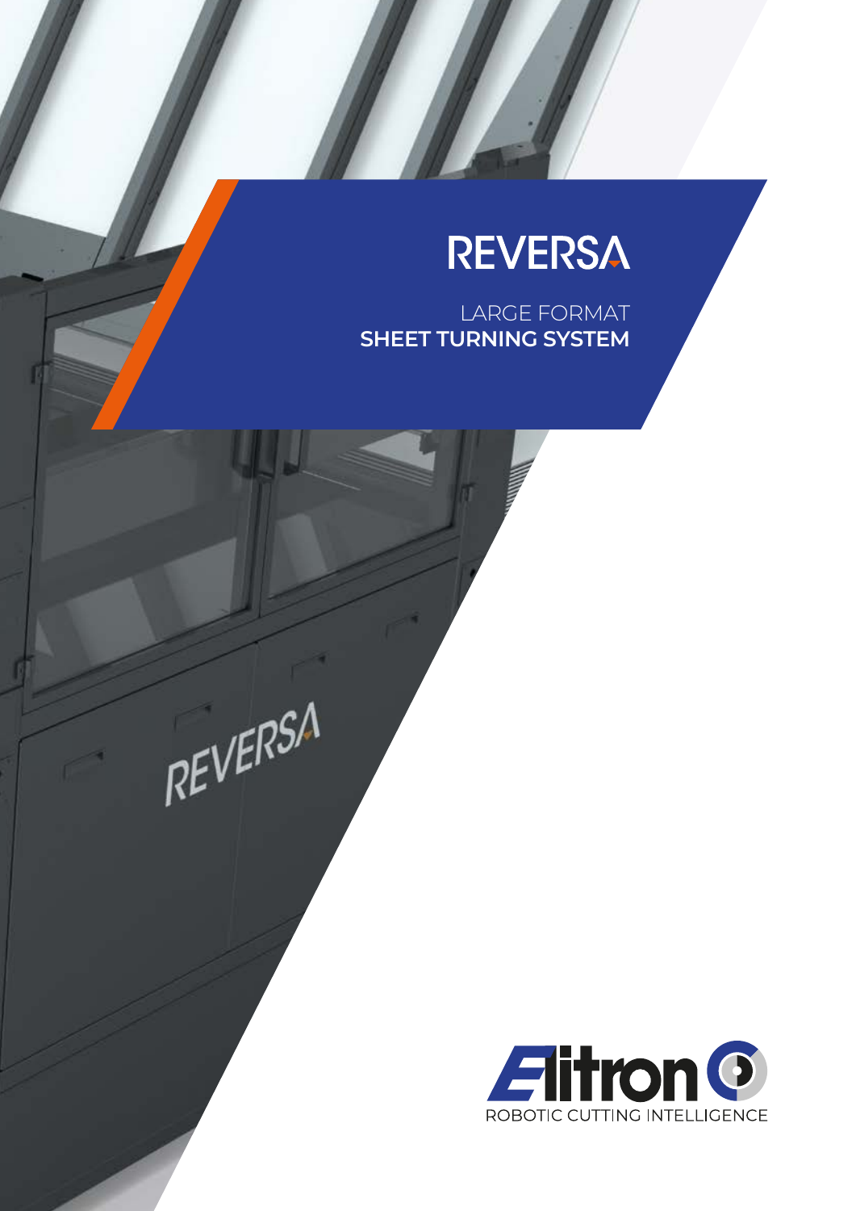# REVERSA

LARGE FORMAT
**SHEET TURNING SYSTEM**

REVERSA

Elitron
ROBOTIC CUTTING INTELLIGENCE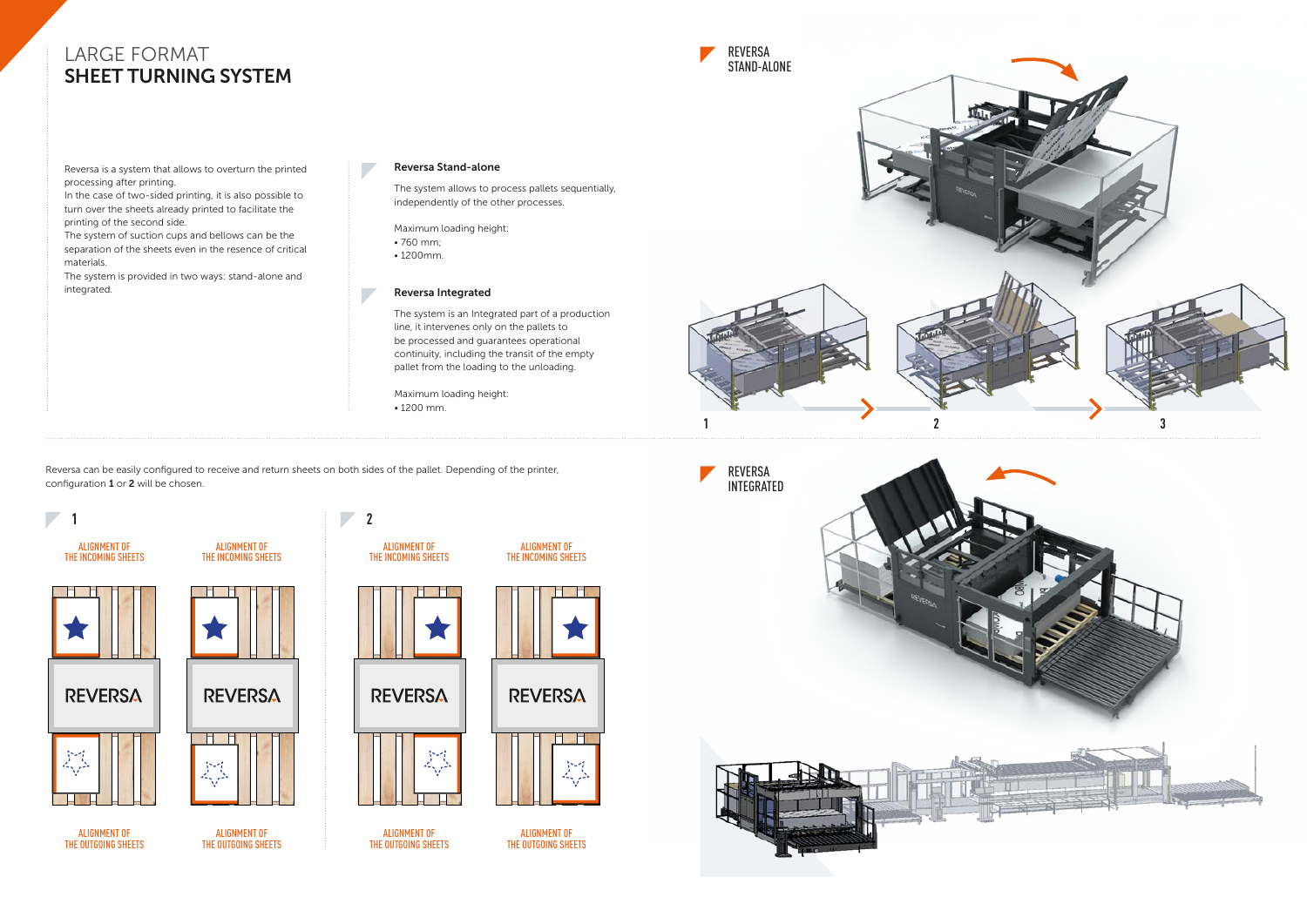# LARGE FORMAT
# SHEET TURNING SYSTEM

Reversa is a system that allows to overturn the printed processing after printing.
In the case of two-sided printing, it is also possible to turn over the sheets already printed to facilitate the printing of the second side.
The system of suction cups and bellows can be the separation of the sheets even in the resence of critical materials.
The system is provided in two ways: stand-alone and integrated.

### Reversa Stand-alone

The system allows to process pallets sequentially, independently of the other processes.

Maximum loading height:

- 760 mm;
- 1200mm.

### Reversa Integrated

The system is an Integrated part of a production line, it intervenes only on the pallets to be processed and guarantees operational continuity, including the transit of the empty pallet from the loading to the unloading.

Maximum loading height:

- 1200 mm.

## REVERSA STAND-ALONE

1 2 3

## REVERSA INTEGRATED

Reversa can be easily configured to receive and return sheets on both sides of the pallet. Depending of the printer, configuration **1** or **2** will be chosen.

### 1

ALIGNMENT OF THE INCOMING SHEETS — ALIGNMENT OF THE INCOMING SHEETS

REVERSA — REVERSA

ALIGNMENT OF THE OUTGOING SHEETS — ALIGNMENT OF THE OUTGOING SHEETS

### 2

ALIGNMENT OF THE INCOMING SHEETS — ALIGNMENT OF THE INCOMING SHEETS

REVERSA — REVERSA

ALIGNMENT OF THE OUTGOING SHEETS — ALIGNMENT OF THE OUTGOING SHEETS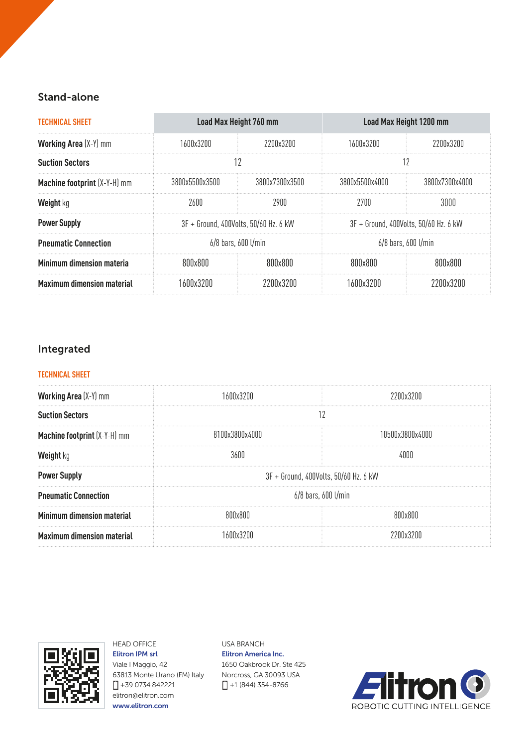## Stand-alone

| TECHNICAL SHEET | Load Max Height 760 mm | | Load Max Height 1200 mm | |
|---|---|---|---|---|
| **Working Area** (X-Y) mm | 1600x3200 | 2200x3200 | 1600x3200 | 2200x3200 |
| **Suction Sectors** | 12 | | 12 | |
| **Machine footprint** (X-Y-H) mm | 3800x5500x3500 | 3800x7300x3500 | 3800x5500x4000 | 3800x7300x4000 |
| **Weight** kg | 2600 | 2900 | 2700 | 3000 |
| **Power Supply** | 3F + Ground, 400Volts, 50/60 Hz. 6 kW | | 3F + Ground, 400Volts, 50/60 Hz. 6 kW | |
| **Pneumatic Connection** | 6/8 bars, 600 l/min | | 6/8 bars, 600 l/min | |
| **Minimum dimension materia** | 800x800 | 800x800 | 800x800 | 800x800 |
| **Maximum dimension material** | 1600x3200 | 2200x3200 | 1600x3200 | 2200x3200 |

## Integrated

TECHNICAL SHEET

| | | |
|---|---|---|
| **Working Area** (X-Y) mm | 1600x3200 | 2200x3200 |
| **Suction Sectors** | 12 | |
| **Machine footprint** (X-Y-H) mm | 8100x3800x4000 | 10500x3800x4000 |
| **Weight** kg | 3600 | 4000 |
| **Power Supply** | 3F + Ground, 400Volts, 50/60 Hz. 6 kW | |
| **Pneumatic Connection** | 6/8 bars, 600 l/min | |
| **Minimum dimension material** | 800x800 | 800x800 |
| **Maximum dimension material** | 1600x3200 | 2200x3200 |

HEAD OFFICE
**Elitron IPM srl**
Viale I Maggio, 42
63813 Monte Urano (FM) Italy
+39 0734 842221
elitron@elitron.com
**www.elitron.com**

USA BRANCH
**Elitron America Inc.**
1650 Oakbrook Dr. Ste 425
Norcross, GA 30093 USA
+1 (844) 354-8766

Elitron
ROBOTIC CUTTING INTELLIGENCE